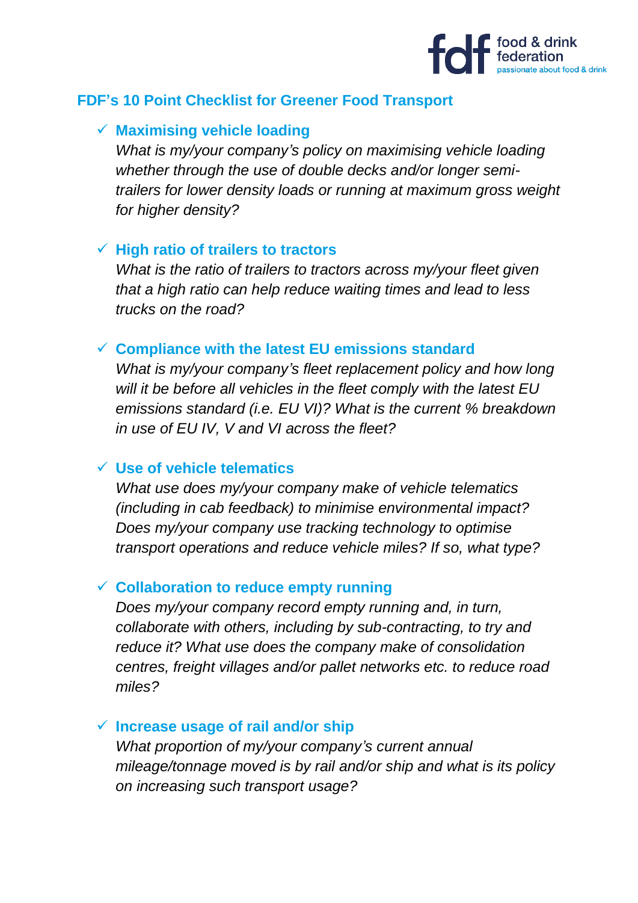## FDF's 10 Point Checklist for Greener Food Transport

- ✓ **Maximising vehicle loading**

  *What is my/your company's policy on maximising vehicle loading whether through the use of double decks and/or longer semi-trailers for lower density loads or running at maximum gross weight for higher density?*

- ✓ **High ratio of trailers to tractors**

  *What is the ratio of trailers to tractors across my/your fleet given that a high ratio can help reduce waiting times and lead to less trucks on the road?*

- ✓ **Compliance with the latest EU emissions standard**

  *What is my/your company's fleet replacement policy and how long will it be before all vehicles in the fleet comply with the latest EU emissions standard (i.e. EU VI)? What is the current % breakdown in use of EU IV, V and VI across the fleet?*

- ✓ **Use of vehicle telematics**

  *What use does my/your company make of vehicle telematics (including in cab feedback) to minimise environmental impact? Does my/your company use tracking technology to optimise transport operations and reduce vehicle miles? If so, what type?*

- ✓ **Collaboration to reduce empty running**

  *Does my/your company record empty running and, in turn, collaborate with others, including by sub-contracting, to try and reduce it? What use does the company make of consolidation centres, freight villages and/or pallet networks etc. to reduce road miles?*

- ✓ **Increase usage of rail and/or ship**

  *What proportion of my/your company's current annual mileage/tonnage moved is by rail and/or ship and what is its policy on increasing such transport usage?*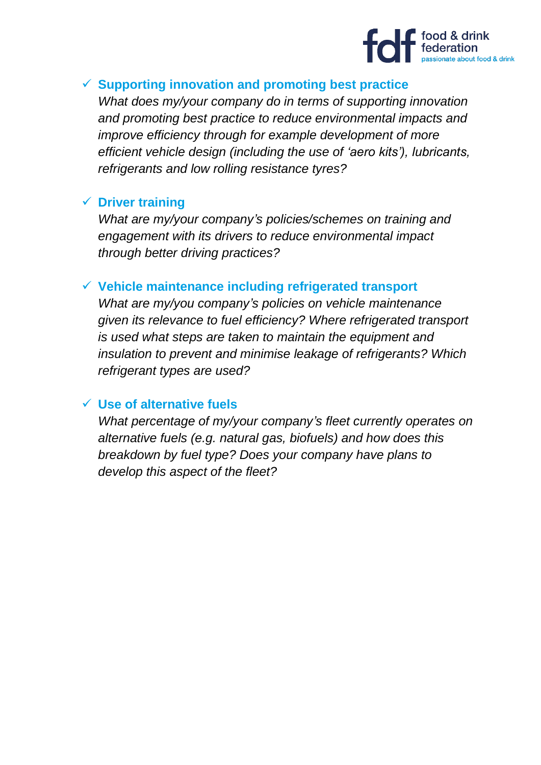- ✓ **Supporting innovation and promoting best practice**

  *What does my/your company do in terms of supporting innovation and promoting best practice to reduce environmental impacts and improve efficiency through for example development of more efficient vehicle design (including the use of 'aero kits'), lubricants, refrigerants and low rolling resistance tyres?*

- ✓ **Driver training**

  *What are my/your company's policies/schemes on training and engagement with its drivers to reduce environmental impact through better driving practices?*

- ✓ **Vehicle maintenance including refrigerated transport**

  *What are my/you company's policies on vehicle maintenance given its relevance to fuel efficiency? Where refrigerated transport is used what steps are taken to maintain the equipment and insulation to prevent and minimise leakage of refrigerants? Which refrigerant types are used?*

- ✓ **Use of alternative fuels**

  *What percentage of my/your company's fleet currently operates on alternative fuels (e.g. natural gas, biofuels) and how does this breakdown by fuel type? Does your company have plans to develop this aspect of the fleet?*